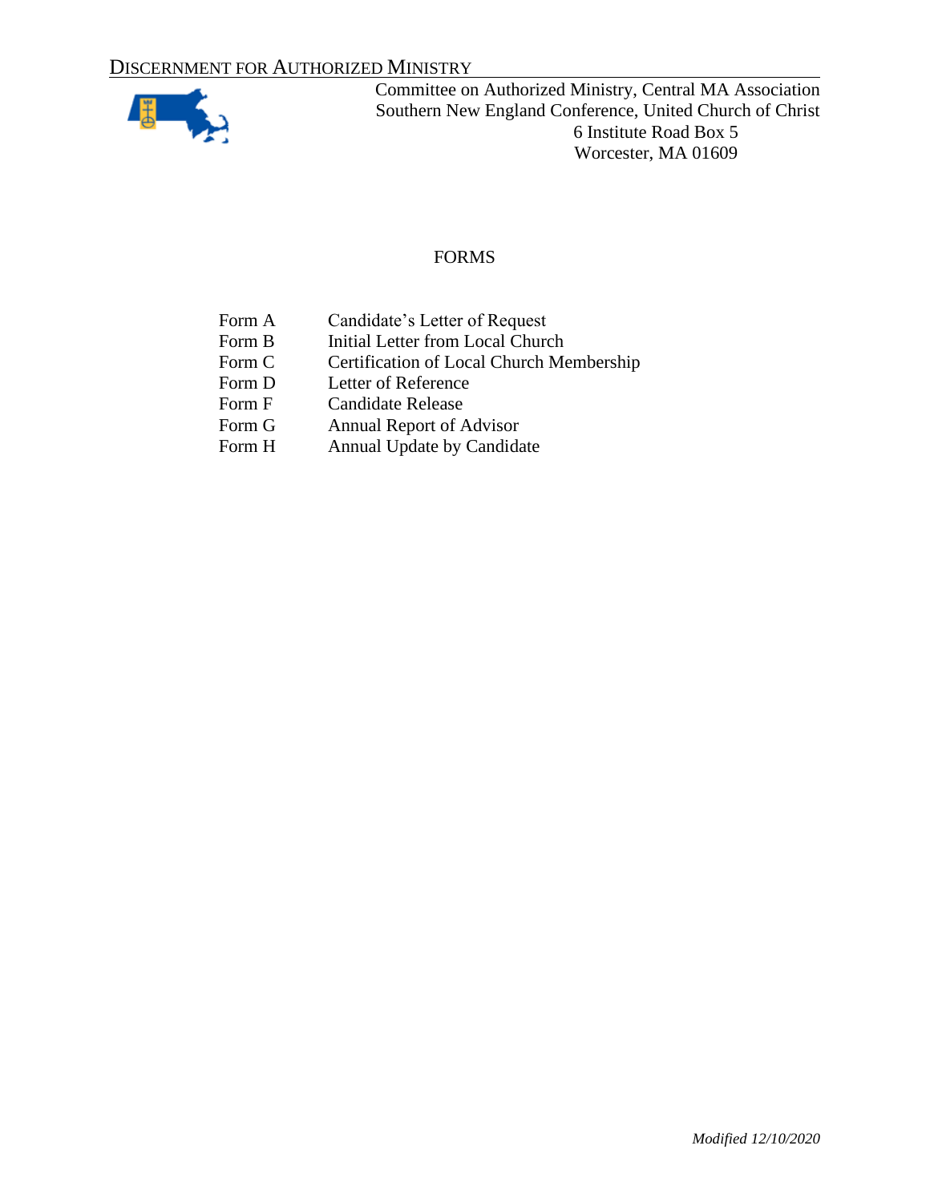# DISCERNMENT FOR AUTHORIZED MINISTRY

Committee on Authorized Ministry, Central MA Association
Southern New England Conference, United Church of Christ
6 Institute Road Box 5
Worcester, MA 01609

## FORMS

| | |
|---|---|
| Form A | Candidate's Letter of Request |
| Form B | Initial Letter from Local Church |
| Form C | Certification of Local Church Membership |
| Form D | Letter of Reference |
| Form F | Candidate Release |
| Form G | Annual Report of Advisor |
| Form H | Annual Update by Candidate |

*Modified 12/10/2020*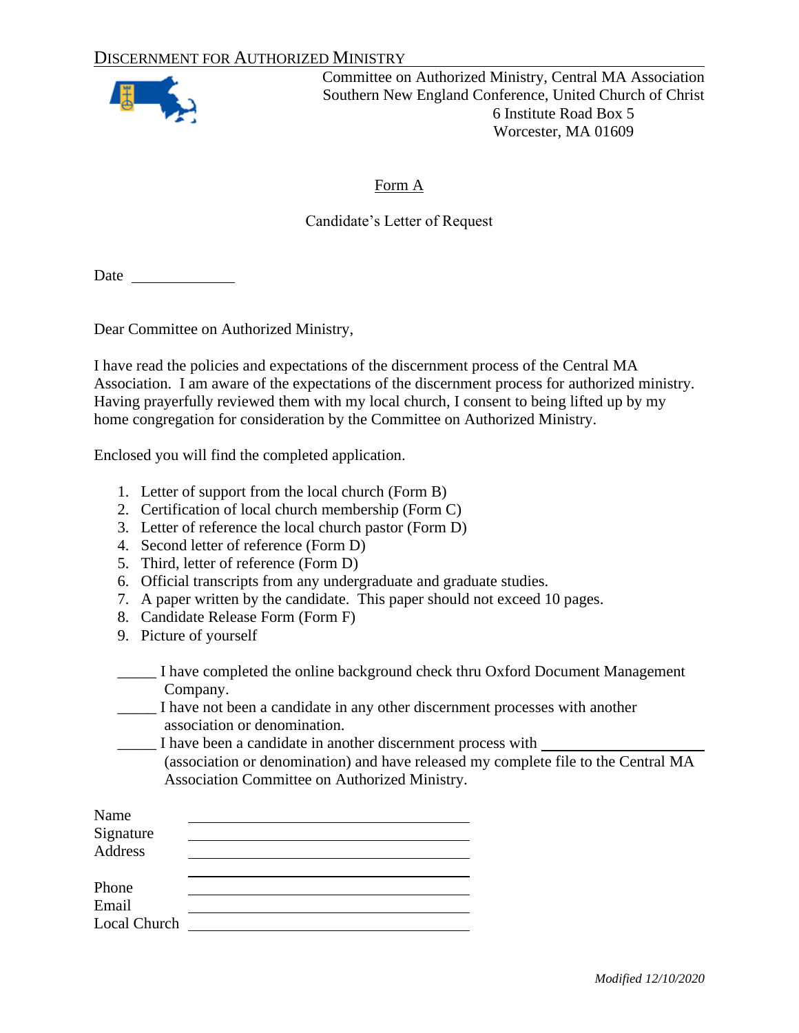DISCERNMENT FOR AUTHORIZED MINISTRY

Committee on Authorized Ministry, Central MA Association
Southern New England Conference, United Church of Christ
6 Institute Road Box 5
Worcester, MA 01609

## Form A

Candidate's Letter of Request

Date ____________

Dear Committee on Authorized Ministry,

I have read the policies and expectations of the discernment process of the Central MA Association. I am aware of the expectations of the discernment process for authorized ministry. Having prayerfully reviewed them with my local church, I consent to being lifted up by my home congregation for consideration by the Committee on Authorized Ministry.

Enclosed you will find the completed application.

1. Letter of support from the local church (Form B)
2. Certification of local church membership (Form C)
3. Letter of reference the local church pastor (Form D)
4. Second letter of reference (Form D)
5. Third, letter of reference (Form D)
6. Official transcripts from any undergraduate and graduate studies.
7. A paper written by the candidate. This paper should not exceed 10 pages.
8. Candidate Release Form (Form F)
9. Picture of yourself

_____ I have completed the online background check thru Oxford Document Management Company.

_____ I have not been a candidate in any other discernment processes with another association or denomination.

_____ I have been a candidate in another discernment process with ____________________ (association or denomination) and have released my complete file to the Central MA Association Committee on Authorized Ministry.

Name ______________________________

Signature ______________________________

Address ______________________________

______________________________

Phone ______________________________

Email ______________________________

Local Church ______________________________

*Modified 12/10/2020*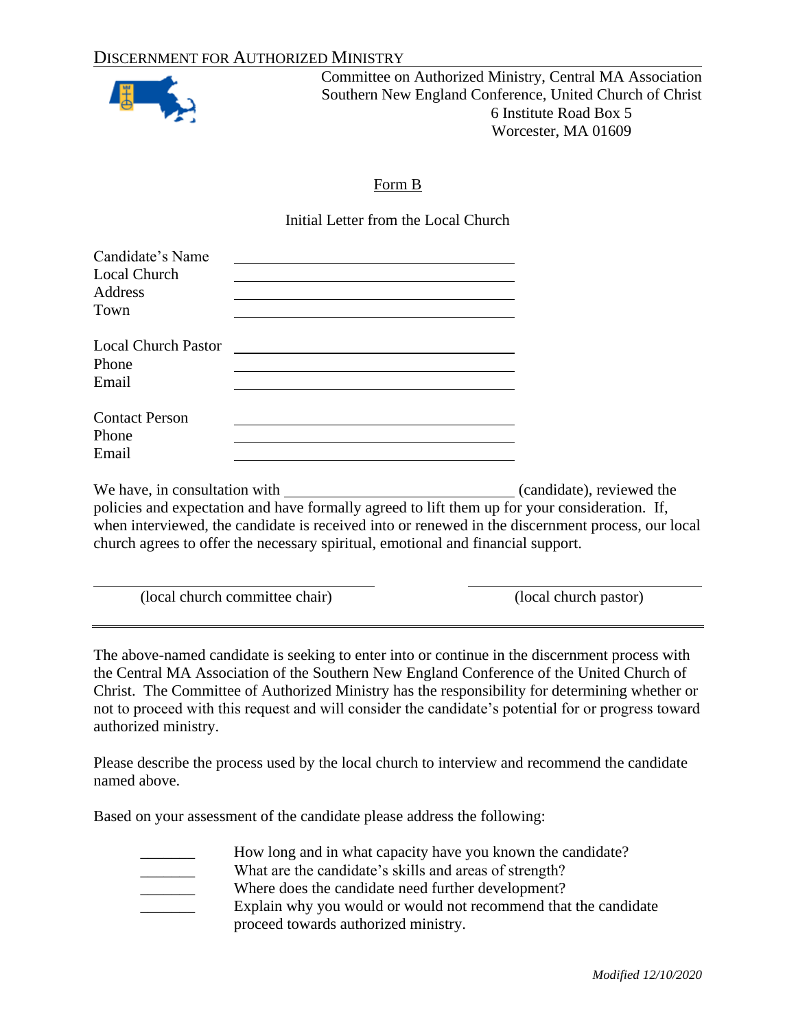# DISCERNMENT FOR AUTHORIZED MINISTRY

Committee on Authorized Ministry, Central MA Association
Southern New England Conference, United Church of Christ
6 Institute Road Box 5
Worcester, MA 01609

## Form B

Initial Letter from the Local Church

Candidate's Name \_\_\_\_\_\_\_\_\_\_\_\_\_\_\_\_\_\_\_\_\_\_\_\_\_\_\_\_\_\_\_\_
Local Church \_\_\_\_\_\_\_\_\_\_\_\_\_\_\_\_\_\_\_\_\_\_\_\_\_\_\_\_\_\_\_\_
Address \_\_\_\_\_\_\_\_\_\_\_\_\_\_\_\_\_\_\_\_\_\_\_\_\_\_\_\_\_\_\_\_
Town \_\_\_\_\_\_\_\_\_\_\_\_\_\_\_\_\_\_\_\_\_\_\_\_\_\_\_\_\_\_\_\_

Local Church Pastor \_\_\_\_\_\_\_\_\_\_\_\_\_\_\_\_\_\_\_\_\_\_\_\_\_\_\_\_\_\_\_\_
Phone \_\_\_\_\_\_\_\_\_\_\_\_\_\_\_\_\_\_\_\_\_\_\_\_\_\_\_\_\_\_\_\_
Email \_\_\_\_\_\_\_\_\_\_\_\_\_\_\_\_\_\_\_\_\_\_\_\_\_\_\_\_\_\_\_\_

Contact Person \_\_\_\_\_\_\_\_\_\_\_\_\_\_\_\_\_\_\_\_\_\_\_\_\_\_\_\_\_\_\_\_
Phone \_\_\_\_\_\_\_\_\_\_\_\_\_\_\_\_\_\_\_\_\_\_\_\_\_\_\_\_\_\_\_\_
Email \_\_\_\_\_\_\_\_\_\_\_\_\_\_\_\_\_\_\_\_\_\_\_\_\_\_\_\_\_\_\_\_

We have, in consultation with \_\_\_\_\_\_\_\_\_\_\_\_\_\_\_\_\_\_\_\_\_\_\_\_\_\_\_\_ (candidate), reviewed the policies and expectation and have formally agreed to lift them up for your consideration. If, when interviewed, the candidate is received into or renewed in the discernment process, our local church agrees to offer the necessary spiritual, emotional and financial support.

\_\_\_\_\_\_\_\_\_\_\_\_\_\_\_\_\_\_\_\_\_\_\_\_\_\_\_\_\_\_\_\_ \_\_\_\_\_\_\_\_\_\_\_\_\_\_\_\_\_\_\_\_\_\_\_\_\_\_\_\_\_\_\_\_
(local church committee chair) (local church pastor)

---

The above-named candidate is seeking to enter into or continue in the discernment process with the Central MA Association of the Southern New England Conference of the United Church of Christ. The Committee of Authorized Ministry has the responsibility for determining whether or not to proceed with this request and will consider the candidate's potential for or progress toward authorized ministry.

Please describe the process used by the local church to interview and recommend the candidate named above.

Based on your assessment of the candidate please address the following:

\_\_\_\_\_\_\_ How long and in what capacity have you known the candidate?
\_\_\_\_\_\_\_ What are the candidate's skills and areas of strength?
\_\_\_\_\_\_\_ Where does the candidate need further development?
\_\_\_\_\_\_\_ Explain why you would or would not recommend that the candidate proceed towards authorized ministry.

*Modified 12/10/2020*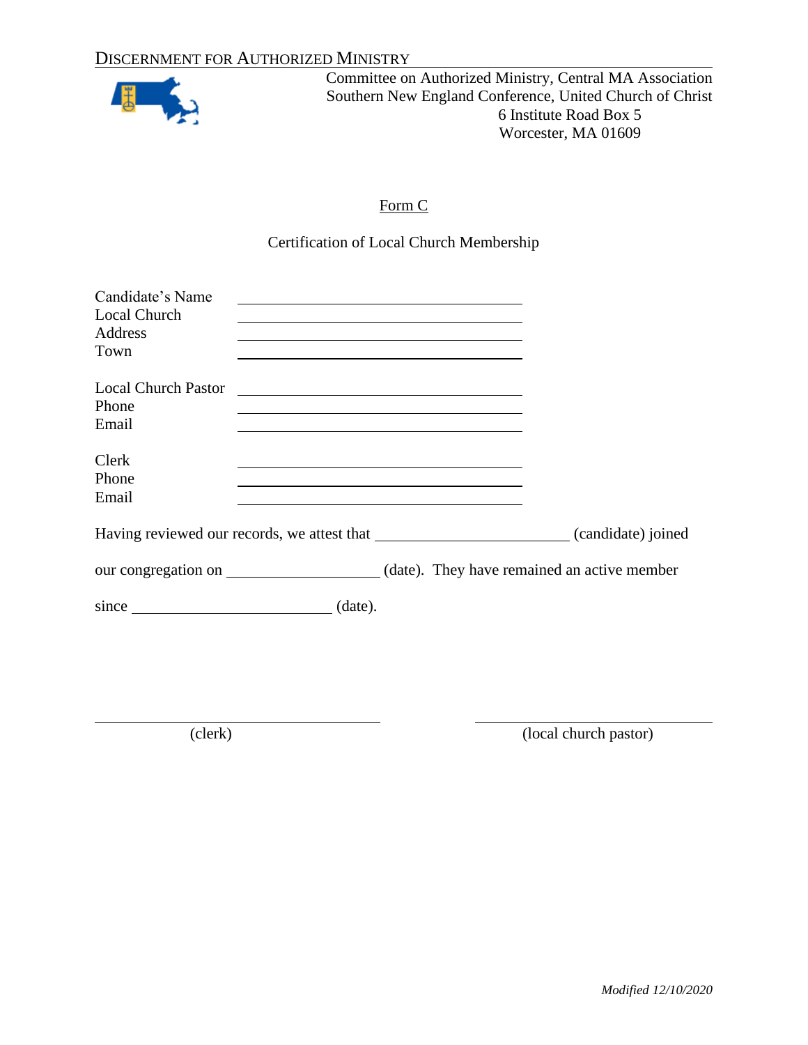DISCERNMENT FOR AUTHORIZED MINISTRY

Committee on Authorized Ministry, Central MA Association
Southern New England Conference, United Church of Christ
6 Institute Road Box 5
Worcester, MA 01609

## Form C

### Certification of Local Church Membership

Candidate's Name ______________________________
Local Church ______________________________
Address ______________________________
Town ______________________________

Local Church Pastor ______________________________
Phone ______________________________
Email ______________________________

Clerk ______________________________
Phone ______________________________
Email ______________________________

Having reviewed our records, we attest that ____________________ (candidate) joined our congregation on ________________ (date). They have remained an active member since ____________________ (date).

______________________________ (clerk)

______________________________ (local church pastor)

*Modified 12/10/2020*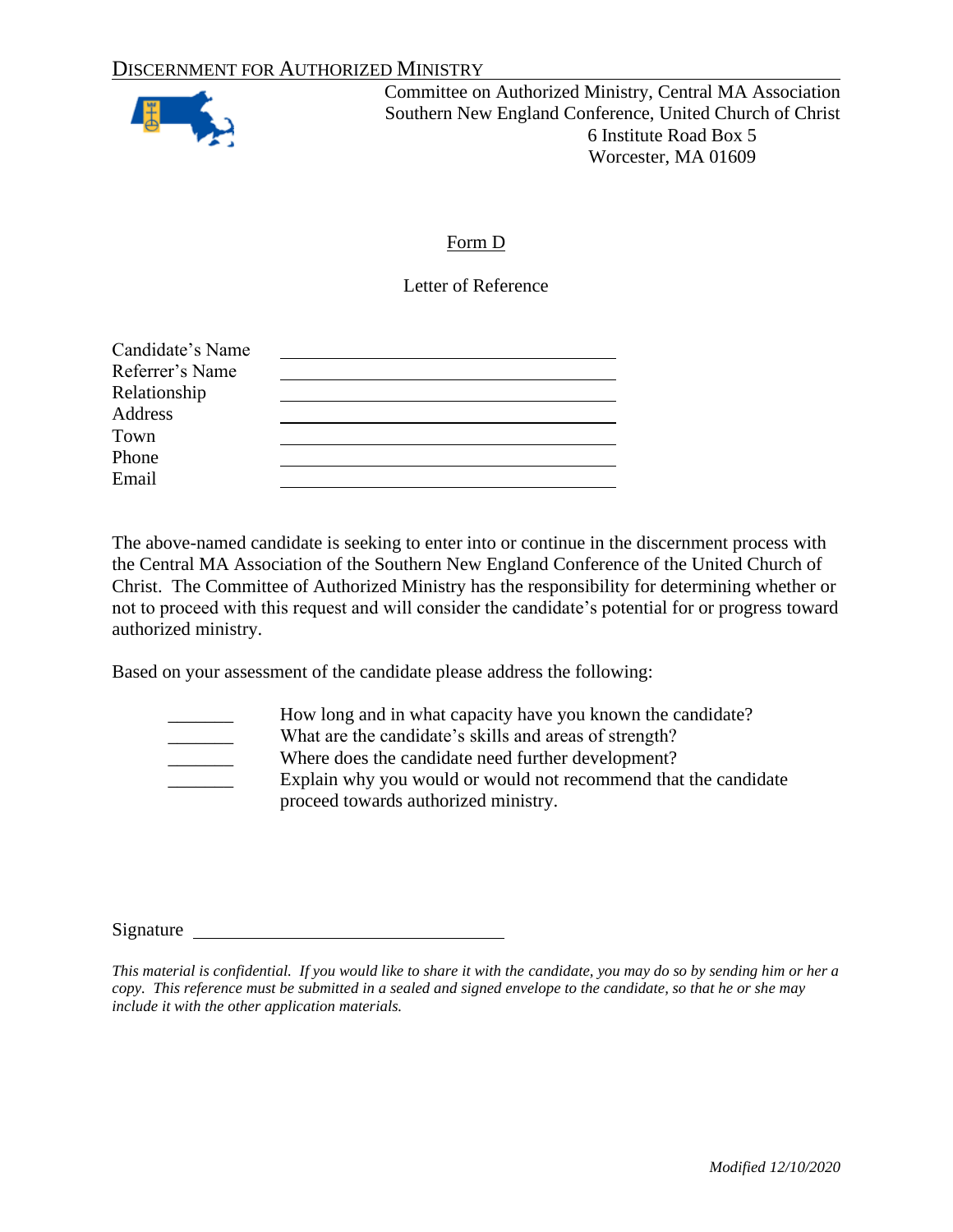DISCERNMENT FOR AUTHORIZED MINISTRY

Committee on Authorized Ministry, Central MA Association
Southern New England Conference, United Church of Christ
6 Institute Road Box 5
Worcester, MA 01609

Form D

Letter of Reference

Candidate's Name ______________________________
Referrer's Name ______________________________
Relationship ______________________________
Address ______________________________
Town ______________________________
Phone ______________________________
Email ______________________________

The above-named candidate is seeking to enter into or continue in the discernment process with the Central MA Association of the Southern New England Conference of the United Church of Christ. The Committee of Authorized Ministry has the responsibility for determining whether or not to proceed with this request and will consider the candidate's potential for or progress toward authorized ministry.

Based on your assessment of the candidate please address the following:

_______ How long and in what capacity have you known the candidate?
_______ What are the candidate's skills and areas of strength?
_______ Where does the candidate need further development?
_______ Explain why you would or would not recommend that the candidate proceed towards authorized ministry.

Signature ______________________________

*This material is confidential. If you would like to share it with the candidate, you may do so by sending him or her a copy. This reference must be submitted in a sealed and signed envelope to the candidate, so that he or she may include it with the other application materials.*

*Modified 12/10/2020*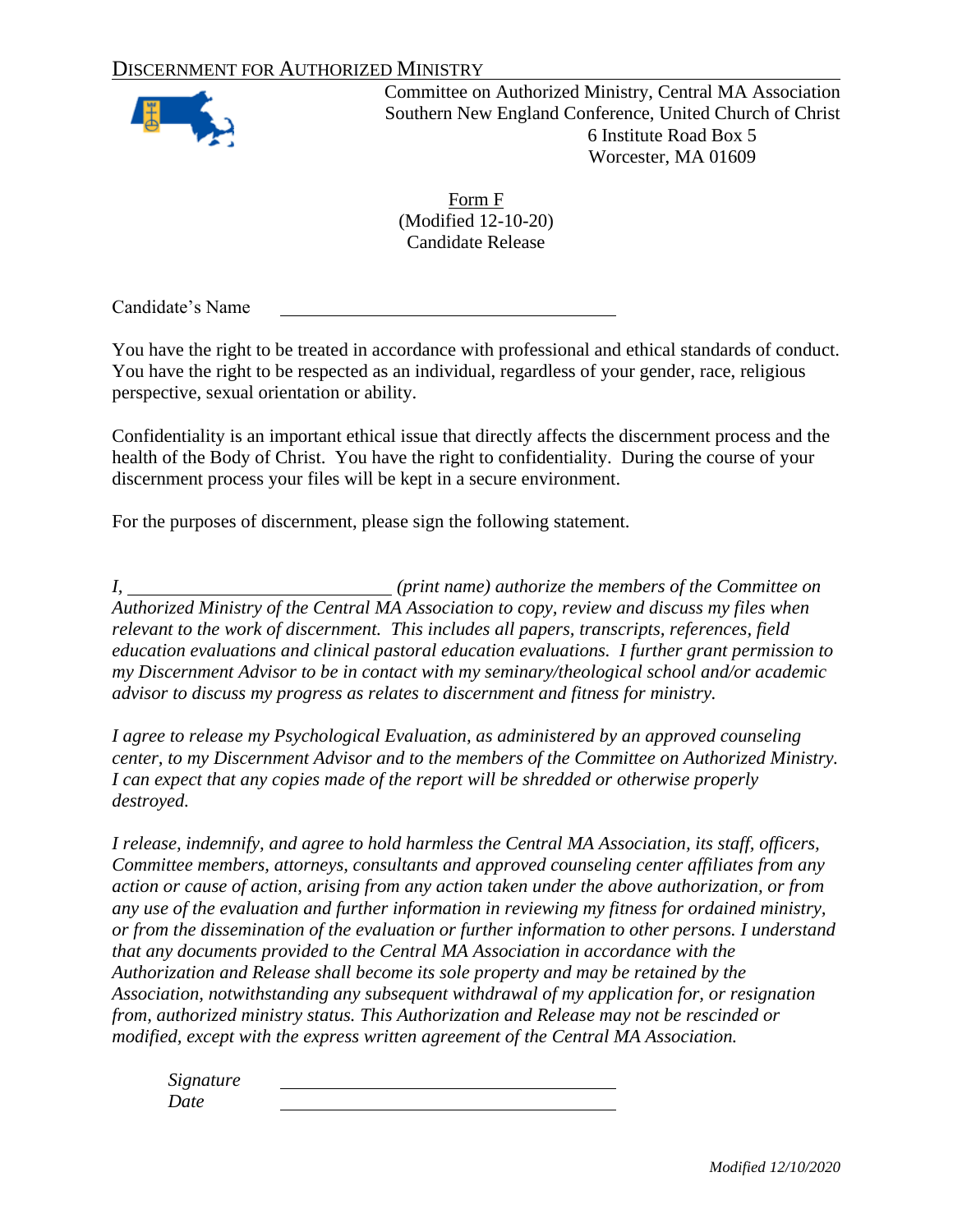DISCERNMENT FOR AUTHORIZED MINISTRY

Committee on Authorized Ministry, Central MA Association
Southern New England Conference, United Church of Christ
6 Institute Road Box 5
Worcester, MA 01609

Form F
(Modified 12-10-20)
Candidate Release

Candidate's Name ______________________________

You have the right to be treated in accordance with professional and ethical standards of conduct. You have the right to be respected as an individual, regardless of your gender, race, religious perspective, sexual orientation or ability.

Confidentiality is an important ethical issue that directly affects the discernment process and the health of the Body of Christ. You have the right to confidentiality. During the course of your discernment process your files will be kept in a secure environment.

For the purposes of discernment, please sign the following statement.

*I, ______________________ (print name) authorize the members of the Committee on Authorized Ministry of the Central MA Association to copy, review and discuss my files when relevant to the work of discernment. This includes all papers, transcripts, references, field education evaluations and clinical pastoral education evaluations. I further grant permission to my Discernment Advisor to be in contact with my seminary/theological school and/or academic advisor to discuss my progress as relates to discernment and fitness for ministry.*

*I agree to release my Psychological Evaluation, as administered by an approved counseling center, to my Discernment Advisor and to the members of the Committee on Authorized Ministry. I can expect that any copies made of the report will be shredded or otherwise properly destroyed.*

*I release, indemnify, and agree to hold harmless the Central MA Association, its staff, officers, Committee members, attorneys, consultants and approved counseling center affiliates from any action or cause of action, arising from any action taken under the above authorization, or from any use of the evaluation and further information in reviewing my fitness for ordained ministry, or from the dissemination of the evaluation or further information to other persons. I understand that any documents provided to the Central MA Association in accordance with the Authorization and Release shall become its sole property and may be retained by the Association, notwithstanding any subsequent withdrawal of my application for, or resignation from, authorized ministry status. This Authorization and Release may not be rescinded or modified, except with the express written agreement of the Central MA Association.*

*Signature* ______________________________

*Date* ______________________________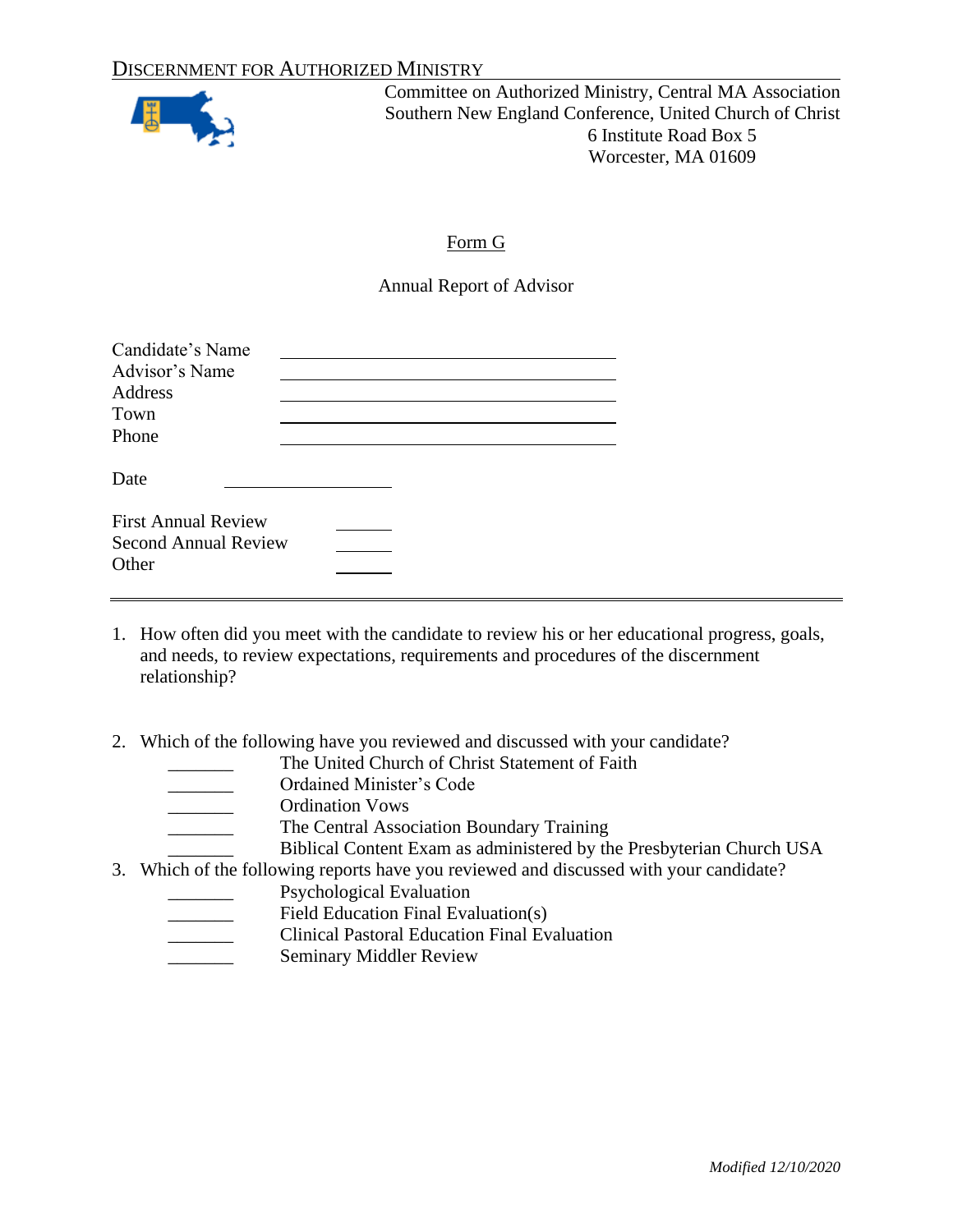DISCERNMENT FOR AUTHORIZED MINISTRY

Committee on Authorized Ministry, Central MA Association
Southern New England Conference, United Church of Christ
6 Institute Road Box 5
Worcester, MA 01609

## Form G

### Annual Report of Advisor

Candidate's Name ______________________________
Advisor's Name ______________________________
Address ______________________________
Town ______________________________
Phone ______________________________

Date ________________

First Annual Review ______
Second Annual Review ______
Other ______

---

1. How often did you meet with the candidate to review his or her educational progress, goals, and needs, to review expectations, requirements and procedures of the discernment relationship?

2. Which of the following have you reviewed and discussed with your candidate?
   - _______ The United Church of Christ Statement of Faith
   - _______ Ordained Minister's Code
   - _______ Ordination Vows
   - _______ The Central Association Boundary Training
   - _______ Biblical Content Exam as administered by the Presbyterian Church USA

3. Which of the following reports have you reviewed and discussed with your candidate?
   - _______ Psychological Evaluation
   - _______ Field Education Final Evaluation(s)
   - _______ Clinical Pastoral Education Final Evaluation
   - _______ Seminary Middler Review

*Modified 12/10/2020*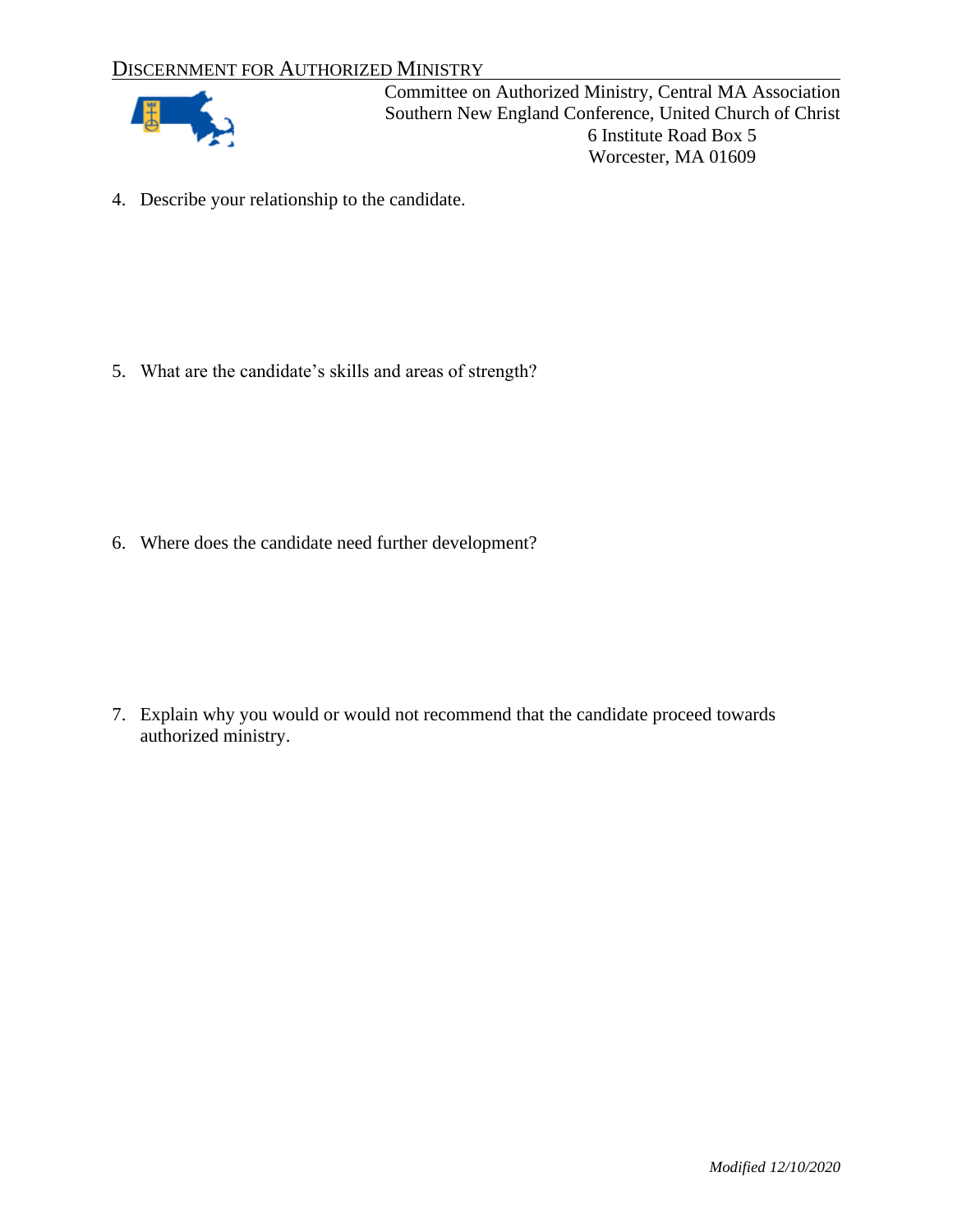DISCERNMENT FOR AUTHORIZED MINISTRY

Committee on Authorized Ministry, Central MA Association
Southern New England Conference, United Church of Christ
6 Institute Road Box 5
Worcester, MA 01609

4. Describe your relationship to the candidate.

5. What are the candidate’s skills and areas of strength?

6. Where does the candidate need further development?

7. Explain why you would or would not recommend that the candidate proceed towards authorized ministry.

*Modified 12/10/2020*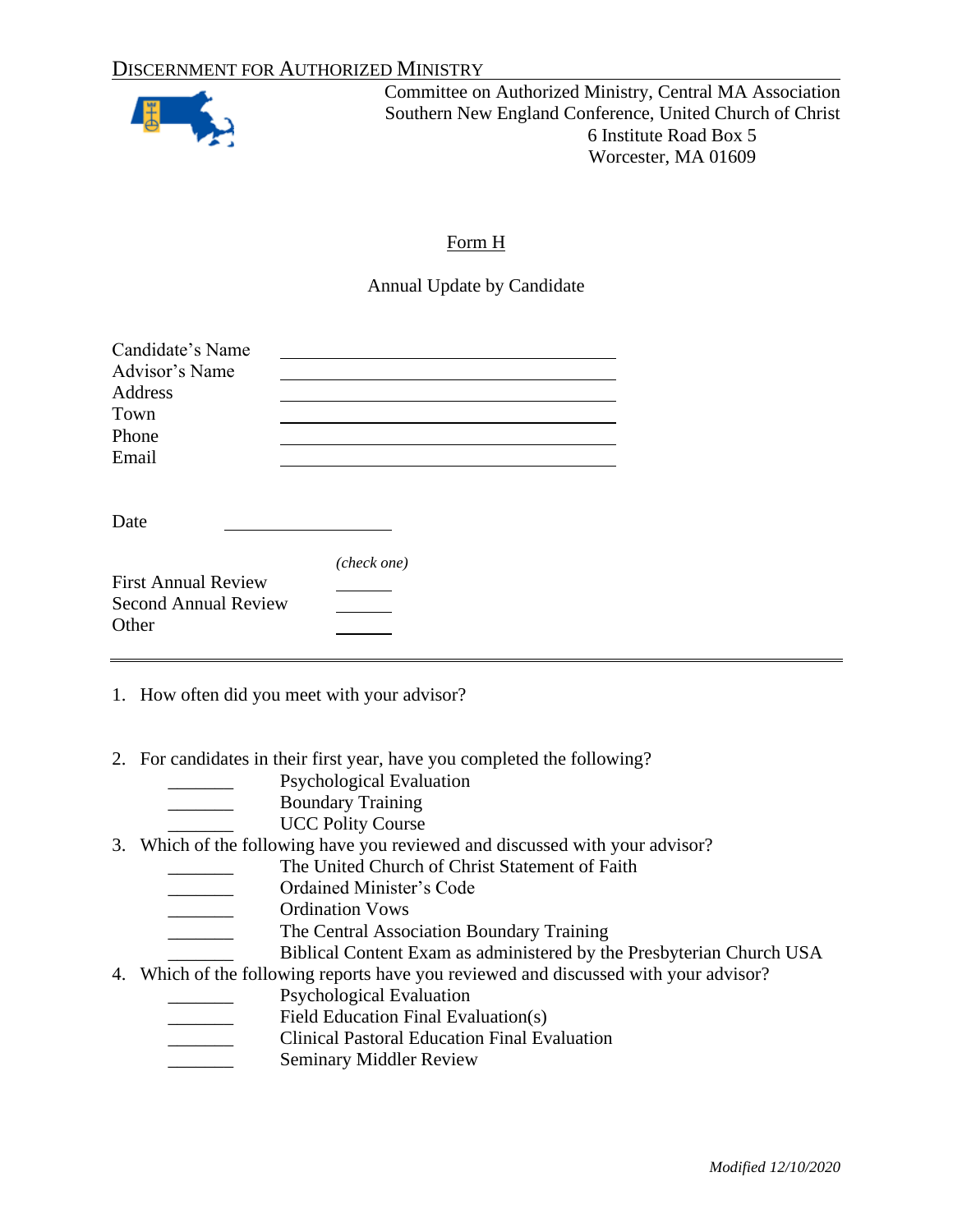DISCERNMENT FOR AUTHORIZED MINISTRY

Committee on Authorized Ministry, Central MA Association
Southern New England Conference, United Church of Christ
6 Institute Road Box 5
Worcester, MA 01609

## Form H

### Annual Update by Candidate

Candidate's Name ______________________________
Advisor's Name ______________________________
Address ______________________________
Town ______________________________
Phone ______________________________
Email ______________________________

Date ____________________

*(check one)*

First Annual Review ______
Second Annual Review ______
Other ______

---

1. How often did you meet with your advisor?

2. For candidates in their first year, have you completed the following?
   - _______ Psychological Evaluation
   - _______ Boundary Training
   - _______ UCC Polity Course
3. Which of the following have you reviewed and discussed with your advisor?
   - _______ The United Church of Christ Statement of Faith
   - _______ Ordained Minister's Code
   - _______ Ordination Vows
   - _______ The Central Association Boundary Training
   - _______ Biblical Content Exam as administered by the Presbyterian Church USA
4. Which of the following reports have you reviewed and discussed with your advisor?
   - _______ Psychological Evaluation
   - _______ Field Education Final Evaluation(s)
   - _______ Clinical Pastoral Education Final Evaluation
   - _______ Seminary Middler Review

*Modified 12/10/2020*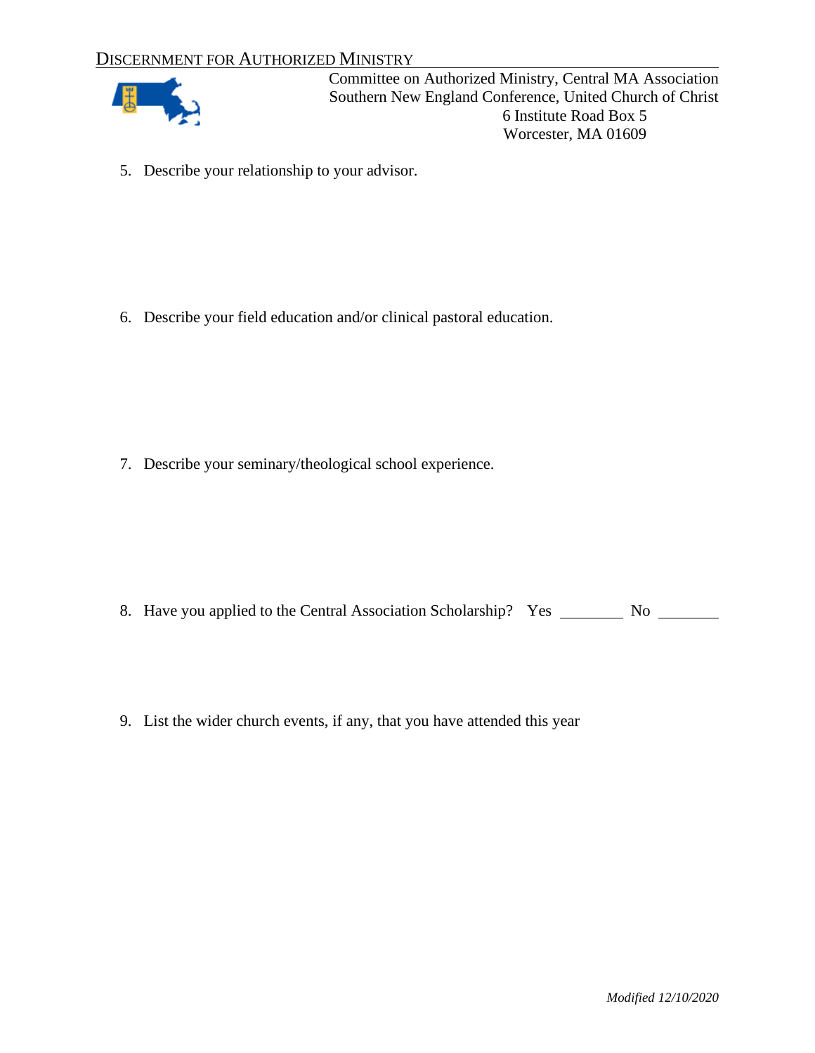5. Describe your relationship to your advisor.

6. Describe your field education and/or clinical pastoral education.

7. Describe your seminary/theological school experience.

8. Have you applied to the Central Association Scholarship? Yes ________ No ________

9. List the wider church events, if any, that you have attended this year